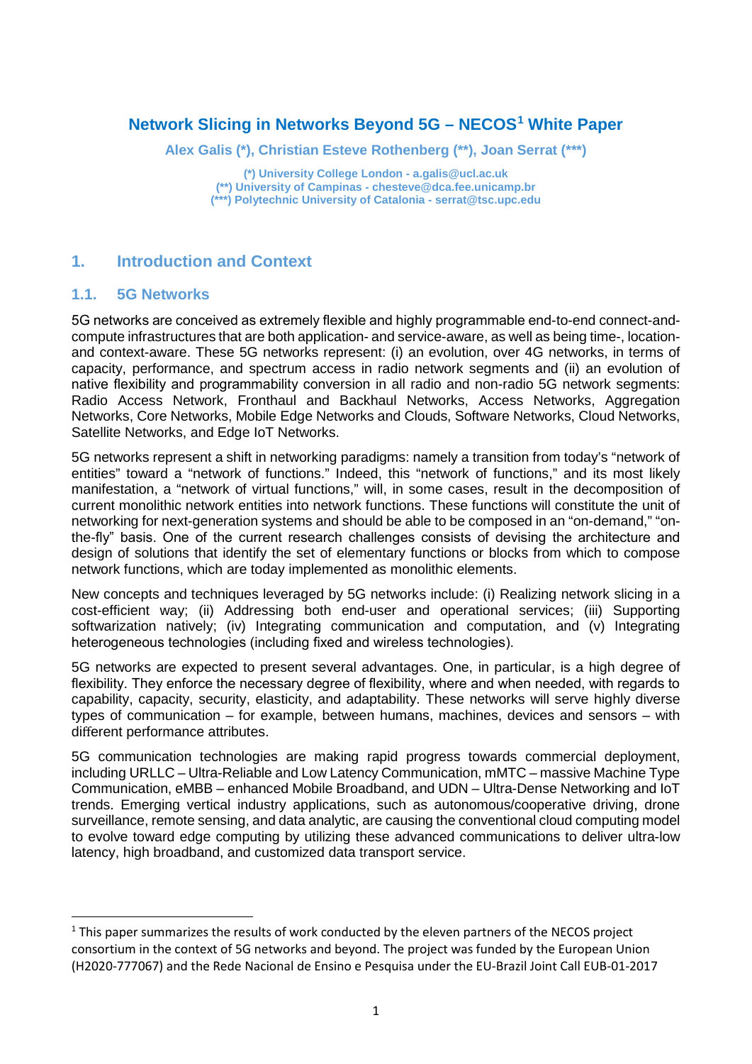# Network Slicing in Networks Beyond 5G – NECOS[1] White Paper

**Alex Galis (\*), Christian Esteve Rothenberg (\*\*), Joan Serrat (\*\*\*)**

(*) University College London - a.galis@ucl.ac.uk
(**) University of Campinas - chesteve@dca.fee.unicamp.br
(***) Polytechnic University of Catalonia - serrat@tsc.upc.edu

## 1. Introduction and Context

### 1.1. 5G Networks

5G networks are conceived as extremely flexible and highly programmable end-to-end connect-and-compute infrastructures that are both application- and service-aware, as well as being time-, location- and context-aware. These 5G networks represent: (i) an evolution, over 4G networks, in terms of capacity, performance, and spectrum access in radio network segments and (ii) an evolution of native flexibility and programmability conversion in all radio and non-radio 5G network segments: Radio Access Network, Fronthaul and Backhaul Networks, Access Networks, Aggregation Networks, Core Networks, Mobile Edge Networks and Clouds, Software Networks, Cloud Networks, Satellite Networks, and Edge IoT Networks.

5G networks represent a shift in networking paradigms: namely a transition from today's "network of entities" toward a "network of functions." Indeed, this "network of functions," and its most likely manifestation, a "network of virtual functions," will, in some cases, result in the decomposition of current monolithic network entities into network functions. These functions will constitute the unit of networking for next-generation systems and should be able to be composed in an "on-demand," "on-the-fly" basis. One of the current research challenges consists of devising the architecture and design of solutions that identify the set of elementary functions or blocks from which to compose network functions, which are today implemented as monolithic elements.

New concepts and techniques leveraged by 5G networks include: (i) Realizing network slicing in a cost-efficient way; (ii) Addressing both end-user and operational services; (iii) Supporting softwarization natively; (iv) Integrating communication and computation, and (v) Integrating heterogeneous technologies (including fixed and wireless technologies).

5G networks are expected to present several advantages. One, in particular, is a high degree of flexibility. They enforce the necessary degree of flexibility, where and when needed, with regards to capability, capacity, security, elasticity, and adaptability. These networks will serve highly diverse types of communication – for example, between humans, machines, devices and sensors – with different performance attributes.

5G communication technologies are making rapid progress towards commercial deployment, including URLLC – Ultra-Reliable and Low Latency Communication, mMTC – massive Machine Type Communication, eMBB – enhanced Mobile Broadband, and UDN – Ultra-Dense Networking and IoT trends. Emerging vertical industry applications, such as autonomous/cooperative driving, drone surveillance, remote sensing, and data analytic, are causing the conventional cloud computing model to evolve toward edge computing by utilizing these advanced communications to deliver ultra-low latency, high broadband, and customized data transport service.

[1] This paper summarizes the results of work conducted by the eleven partners of the NECOS project consortium in the context of 5G networks and beyond. The project was funded by the European Union (H2020-777067) and the Rede Nacional de Ensino e Pesquisa under the EU-Brazil Joint Call EUB-01-2017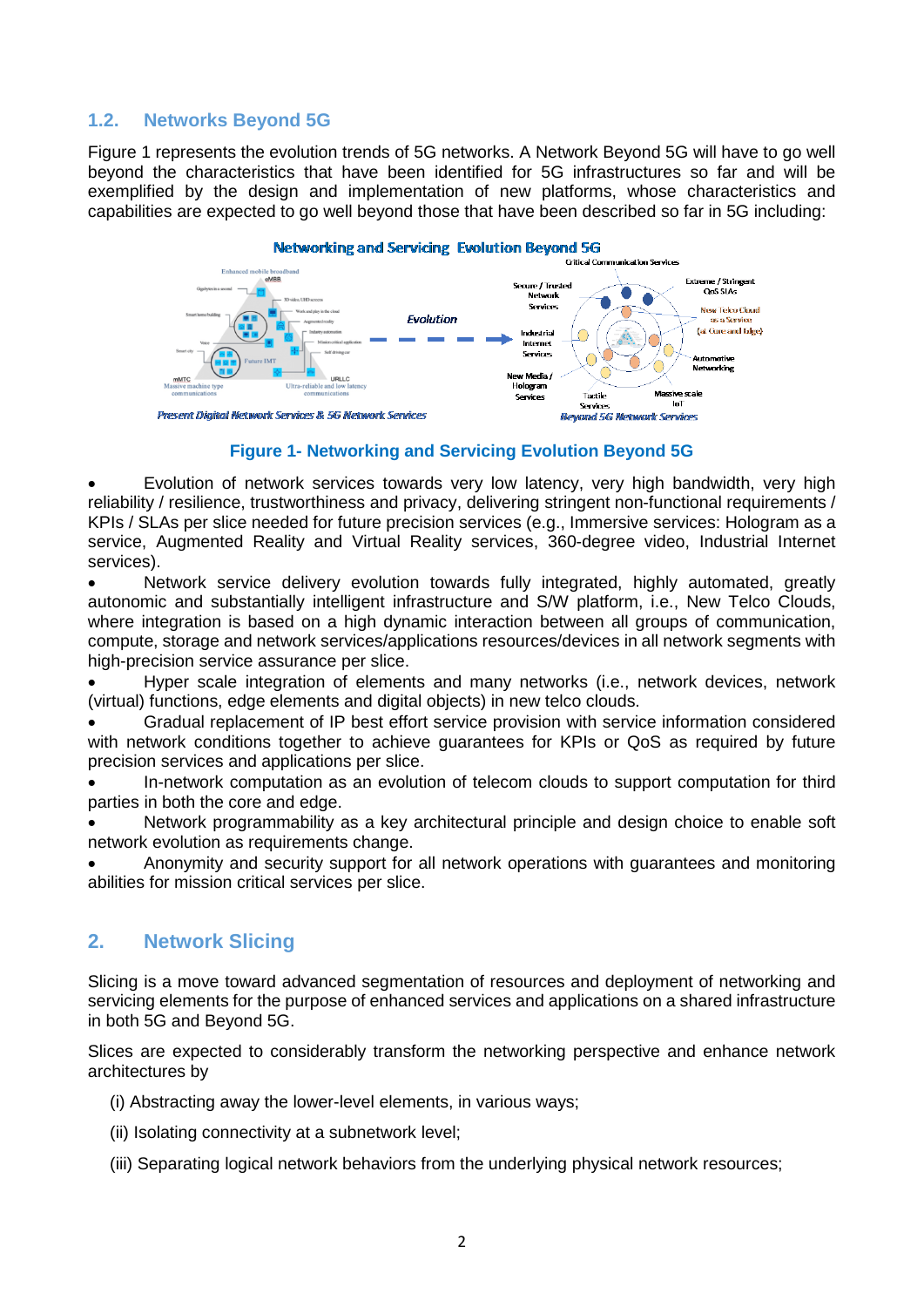## 1.2. Networks Beyond 5G

Figure 1 represents the evolution trends of 5G networks. A Network Beyond 5G will have to go well beyond the characteristics that have been identified for 5G infrastructures so far and will be exemplified by the design and implementation of new platforms, whose characteristics and capabilities are expected to go well beyond those that have been described so far in 5G including:

**Figure 1- Networking and Servicing Evolution Beyond 5G**

- Evolution of network services towards very low latency, very high bandwidth, very high reliability / resilience, trustworthiness and privacy, delivering stringent non-functional requirements / KPIs / SLAs per slice needed for future precision services (e.g., Immersive services: Hologram as a service, Augmented Reality and Virtual Reality services, 360-degree video, Industrial Internet services).
- Network service delivery evolution towards fully integrated, highly automated, greatly autonomic and substantially intelligent infrastructure and S/W platform, i.e., New Telco Clouds, where integration is based on a high dynamic interaction between all groups of communication, compute, storage and network services/applications resources/devices in all network segments with high-precision service assurance per slice.
- Hyper scale integration of elements and many networks (i.e., network devices, network (virtual) functions, edge elements and digital objects) in new telco clouds.
- Gradual replacement of IP best effort service provision with service information considered with network conditions together to achieve guarantees for KPIs or QoS as required by future precision services and applications per slice.
- In-network computation as an evolution of telecom clouds to support computation for third parties in both the core and edge.
- Network programmability as a key architectural principle and design choice to enable soft network evolution as requirements change.
- Anonymity and security support for all network operations with guarantees and monitoring abilities for mission critical services per slice.

# 2. Network Slicing

Slicing is a move toward advanced segmentation of resources and deployment of networking and servicing elements for the purpose of enhanced services and applications on a shared infrastructure in both 5G and Beyond 5G.

Slices are expected to considerably transform the networking perspective and enhance network architectures by

(i) Abstracting away the lower-level elements, in various ways;

(ii) Isolating connectivity at a subnetwork level;

(iii) Separating logical network behaviors from the underlying physical network resources;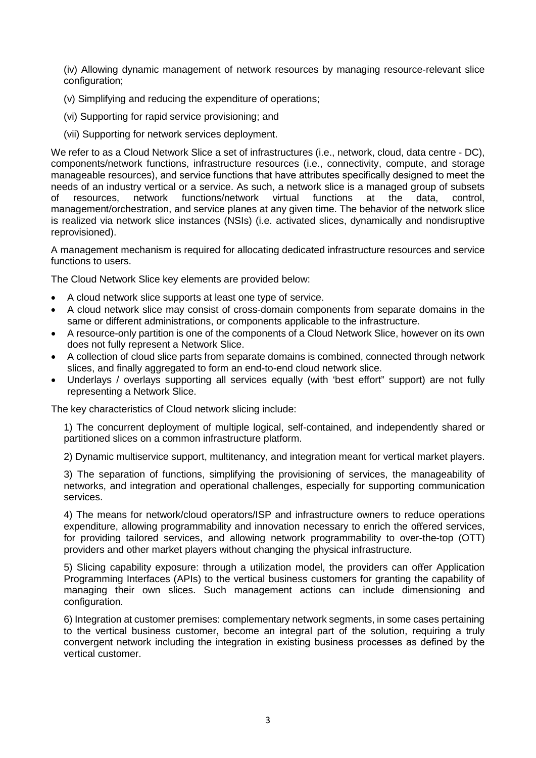(iv) Allowing dynamic management of network resources by managing resource-relevant slice configuration;

(v) Simplifying and reducing the expenditure of operations;

(vi) Supporting for rapid service provisioning; and

(vii) Supporting for network services deployment.

We refer to as a Cloud Network Slice a set of infrastructures (i.e., network, cloud, data centre - DC), components/network functions, infrastructure resources (i.e., connectivity, compute, and storage manageable resources), and service functions that have attributes specifically designed to meet the needs of an industry vertical or a service. As such, a network slice is a managed group of subsets of resources, network functions/network virtual functions at the data, control, management/orchestration, and service planes at any given time. The behavior of the network slice is realized via network slice instances (NSIs) (i.e. activated slices, dynamically and nondisruptive reprovisioned).

A management mechanism is required for allocating dedicated infrastructure resources and service functions to users.

The Cloud Network Slice key elements are provided below:

- A cloud network slice supports at least one type of service.
- A cloud network slice may consist of cross-domain components from separate domains in the same or different administrations, or components applicable to the infrastructure.
- A resource-only partition is one of the components of a Cloud Network Slice, however on its own does not fully represent a Network Slice.
- A collection of cloud slice parts from separate domains is combined, connected through network slices, and finally aggregated to form an end-to-end cloud network slice.
- Underlays / overlays supporting all services equally (with 'best effort" support) are not fully representing a Network Slice.

The key characteristics of Cloud network slicing include:

1) The concurrent deployment of multiple logical, self-contained, and independently shared or partitioned slices on a common infrastructure platform.

2) Dynamic multiservice support, multitenancy, and integration meant for vertical market players.

3) The separation of functions, simplifying the provisioning of services, the manageability of networks, and integration and operational challenges, especially for supporting communication services.

4) The means for network/cloud operators/ISP and infrastructure owners to reduce operations expenditure, allowing programmability and innovation necessary to enrich the offered services, for providing tailored services, and allowing network programmability to over-the-top (OTT) providers and other market players without changing the physical infrastructure.

5) Slicing capability exposure: through a utilization model, the providers can offer Application Programming Interfaces (APIs) to the vertical business customers for granting the capability of managing their own slices. Such management actions can include dimensioning and configuration.

6) Integration at customer premises: complementary network segments, in some cases pertaining to the vertical business customer, become an integral part of the solution, requiring a truly convergent network including the integration in existing business processes as defined by the vertical customer.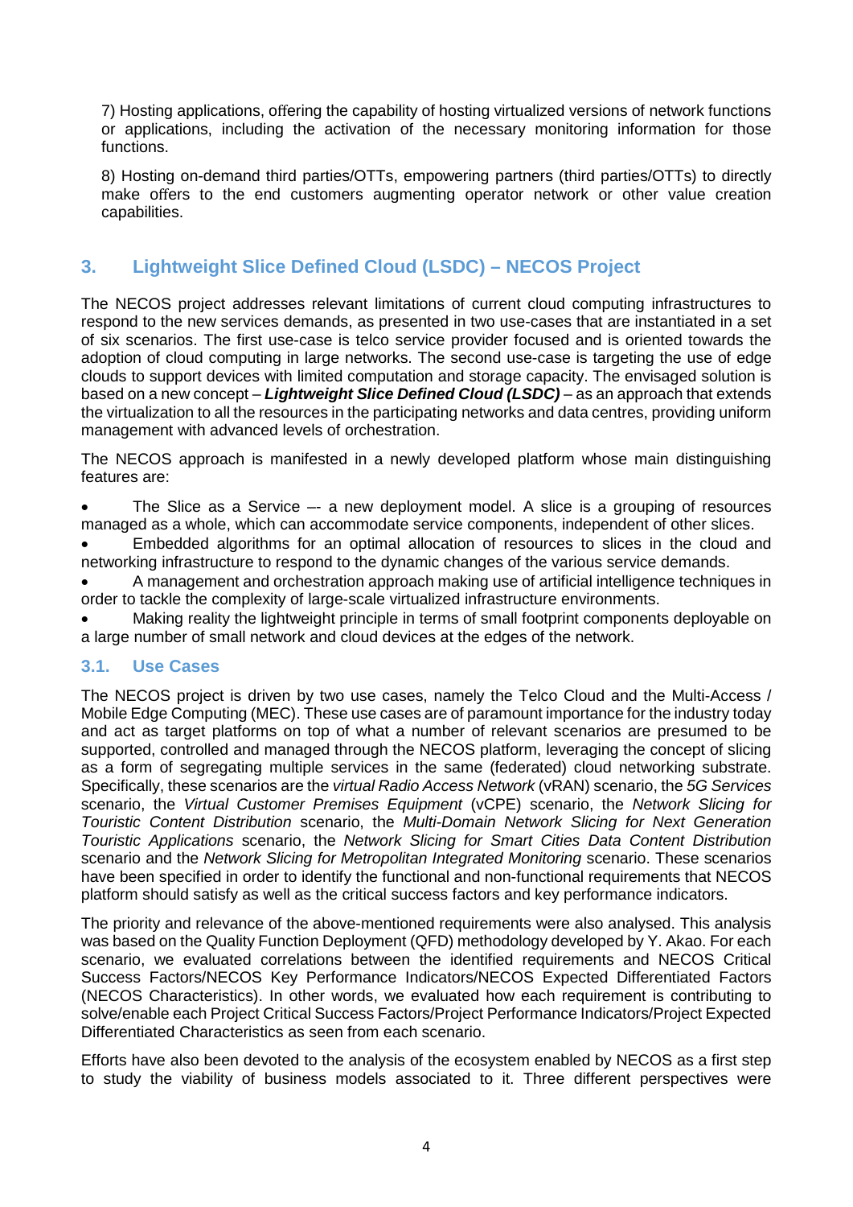7) Hosting applications, offering the capability of hosting virtualized versions of network functions or applications, including the activation of the necessary monitoring information for those functions.

8) Hosting on-demand third parties/OTTs, empowering partners (third parties/OTTs) to directly make offers to the end customers augmenting operator network or other value creation capabilities.

## 3. Lightweight Slice Defined Cloud (LSDC) – NECOS Project

The NECOS project addresses relevant limitations of current cloud computing infrastructures to respond to the new services demands, as presented in two use-cases that are instantiated in a set of six scenarios. The first use-case is telco service provider focused and is oriented towards the adoption of cloud computing in large networks. The second use-case is targeting the use of edge clouds to support devices with limited computation and storage capacity. The envisaged solution is based on a new concept – ***Lightweight Slice Defined Cloud (LSDC)*** – as an approach that extends the virtualization to all the resources in the participating networks and data centres, providing uniform management with advanced levels of orchestration.

The NECOS approach is manifested in a newly developed platform whose main distinguishing features are:

- The Slice as a Service –- a new deployment model. A slice is a grouping of resources managed as a whole, which can accommodate service components, independent of other slices.
- Embedded algorithms for an optimal allocation of resources to slices in the cloud and networking infrastructure to respond to the dynamic changes of the various service demands.
- A management and orchestration approach making use of artificial intelligence techniques in order to tackle the complexity of large-scale virtualized infrastructure environments.
- Making reality the lightweight principle in terms of small footprint components deployable on a large number of small network and cloud devices at the edges of the network.

### 3.1. Use Cases

The NECOS project is driven by two use cases, namely the Telco Cloud and the Multi-Access / Mobile Edge Computing (MEC). These use cases are of paramount importance for the industry today and act as target platforms on top of what a number of relevant scenarios are presumed to be supported, controlled and managed through the NECOS platform, leveraging the concept of slicing as a form of segregating multiple services in the same (federated) cloud networking substrate. Specifically, these scenarios are the *virtual Radio Access Network* (vRAN) scenario, the *5G Services* scenario, the *Virtual Customer Premises Equipment* (vCPE) scenario, the *Network Slicing for Touristic Content Distribution* scenario, the *Multi-Domain Network Slicing for Next Generation Touristic Applications* scenario, the *Network Slicing for Smart Cities Data Content Distribution* scenario and the *Network Slicing for Metropolitan Integrated Monitoring* scenario. These scenarios have been specified in order to identify the functional and non-functional requirements that NECOS platform should satisfy as well as the critical success factors and key performance indicators.

The priority and relevance of the above-mentioned requirements were also analysed. This analysis was based on the Quality Function Deployment (QFD) methodology developed by Y. Akao. For each scenario, we evaluated correlations between the identified requirements and NECOS Critical Success Factors/NECOS Key Performance Indicators/NECOS Expected Differentiated Factors (NECOS Characteristics). In other words, we evaluated how each requirement is contributing to solve/enable each Project Critical Success Factors/Project Performance Indicators/Project Expected Differentiated Characteristics as seen from each scenario.

Efforts have also been devoted to the analysis of the ecosystem enabled by NECOS as a first step to study the viability of business models associated to it. Three different perspectives were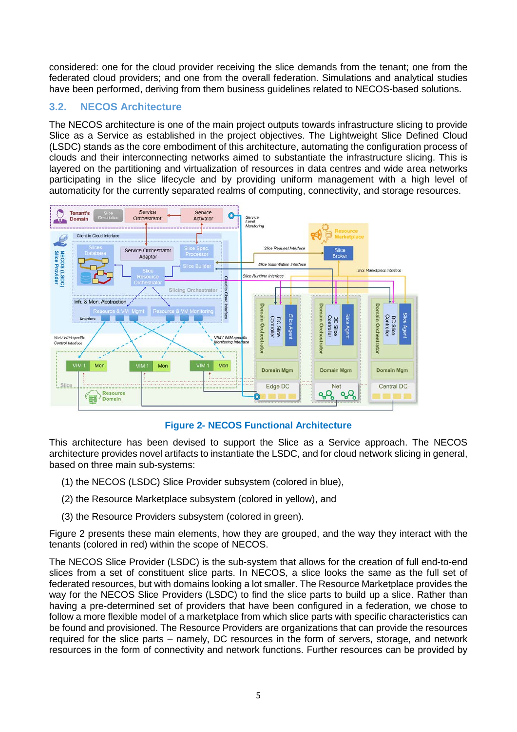considered: one for the cloud provider receiving the slice demands from the tenant; one from the federated cloud providers; and one from the overall federation. Simulations and analytical studies have been performed, deriving from them business guidelines related to NECOS-based solutions.

## 3.2. NECOS Architecture

The NECOS architecture is one of the main project outputs towards infrastructure slicing to provide Slice as a Service as established in the project objectives. The Lightweight Slice Defined Cloud (LSDC) stands as the core embodiment of this architecture, automating the configuration process of clouds and their interconnecting networks aimed to substantiate the infrastructure slicing. This is layered on the partitioning and virtualization of resources in data centres and wide area networks participating in the slice lifecycle and by providing uniform management with a high level of automaticity for the currently separated realms of computing, connectivity, and storage resources.

**Figure 2- NECOS Functional Architecture**

This architecture has been devised to support the Slice as a Service approach. The NECOS architecture provides novel artifacts to instantiate the LSDC, and for cloud network slicing in general, based on three main sub-systems:

(1) the NECOS (LSDC) Slice Provider subsystem (colored in blue),

(2) the Resource Marketplace subsystem (colored in yellow), and

(3) the Resource Providers subsystem (colored in green).

Figure 2 presents these main elements, how they are grouped, and the way they interact with the tenants (colored in red) within the scope of NECOS.

The NECOS Slice Provider (LSDC) is the sub-system that allows for the creation of full end-to-end slices from a set of constituent slice parts. In NECOS, a slice looks the same as the full set of federated resources, but with domains looking a lot smaller. The Resource Marketplace provides the way for the NECOS Slice Providers (LSDC) to find the slice parts to build up a slice. Rather than having a pre-determined set of providers that have been configured in a federation, we chose to follow a more flexible model of a marketplace from which slice parts with specific characteristics can be found and provisioned. The Resource Providers are organizations that can provide the resources required for the slice parts – namely, DC resources in the form of servers, storage, and network resources in the form of connectivity and network functions. Further resources can be provided by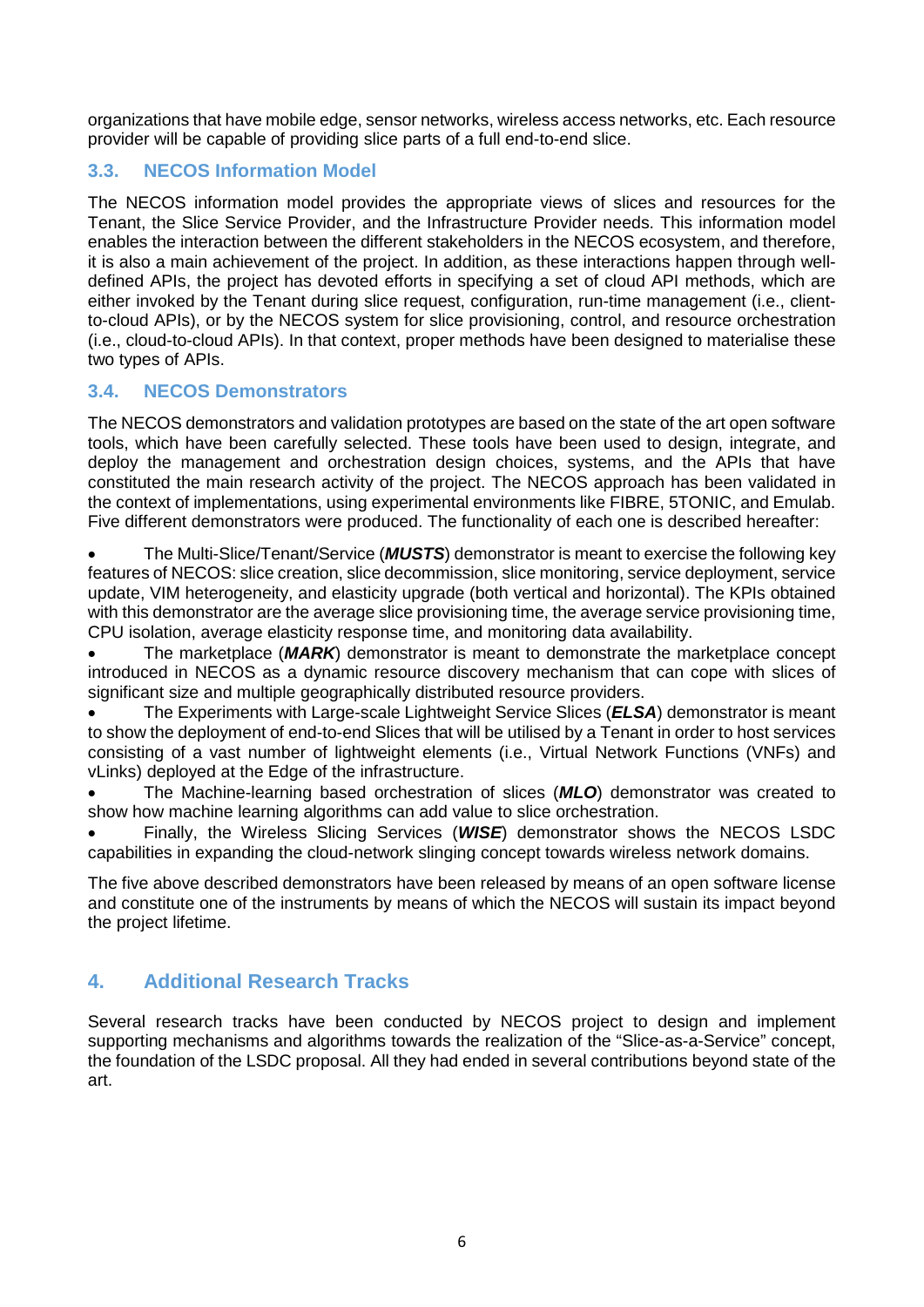organizations that have mobile edge, sensor networks, wireless access networks, etc. Each resource provider will be capable of providing slice parts of a full end-to-end slice.

### 3.3. NECOS Information Model

The NECOS information model provides the appropriate views of slices and resources for the Tenant, the Slice Service Provider, and the Infrastructure Provider needs. This information model enables the interaction between the different stakeholders in the NECOS ecosystem, and therefore, it is also a main achievement of the project. In addition, as these interactions happen through well-defined APIs, the project has devoted efforts in specifying a set of cloud API methods, which are either invoked by the Tenant during slice request, configuration, run-time management (i.e., client-to-cloud APIs), or by the NECOS system for slice provisioning, control, and resource orchestration (i.e., cloud-to-cloud APIs). In that context, proper methods have been designed to materialise these two types of APIs.

### 3.4. NECOS Demonstrators

The NECOS demonstrators and validation prototypes are based on the state of the art open software tools, which have been carefully selected. These tools have been used to design, integrate, and deploy the management and orchestration design choices, systems, and the APIs that have constituted the main research activity of the project. The NECOS approach has been validated in the context of implementations, using experimental environments like FIBRE, 5TONIC, and Emulab. Five different demonstrators were produced. The functionality of each one is described hereafter:

- The Multi-Slice/Tenant/Service (***MUSTS***) demonstrator is meant to exercise the following key features of NECOS: slice creation, slice decommission, slice monitoring, service deployment, service update, VIM heterogeneity, and elasticity upgrade (both vertical and horizontal). The KPIs obtained with this demonstrator are the average slice provisioning time, the average service provisioning time, CPU isolation, average elasticity response time, and monitoring data availability.
- The marketplace (***MARK***) demonstrator is meant to demonstrate the marketplace concept introduced in NECOS as a dynamic resource discovery mechanism that can cope with slices of significant size and multiple geographically distributed resource providers.
- The Experiments with Large-scale Lightweight Service Slices (***ELSA***) demonstrator is meant to show the deployment of end-to-end Slices that will be utilised by a Tenant in order to host services consisting of a vast number of lightweight elements (i.e., Virtual Network Functions (VNFs) and vLinks) deployed at the Edge of the infrastructure.
- The Machine-learning based orchestration of slices (***MLO***) demonstrator was created to show how machine learning algorithms can add value to slice orchestration.
- Finally, the Wireless Slicing Services (***WISE***) demonstrator shows the NECOS LSDC capabilities in expanding the cloud-network slinging concept towards wireless network domains.

The five above described demonstrators have been released by means of an open software license and constitute one of the instruments by means of which the NECOS will sustain its impact beyond the project lifetime.

## 4. Additional Research Tracks

Several research tracks have been conducted by NECOS project to design and implement supporting mechanisms and algorithms towards the realization of the "Slice-as-a-Service" concept, the foundation of the LSDC proposal. All they had ended in several contributions beyond state of the art.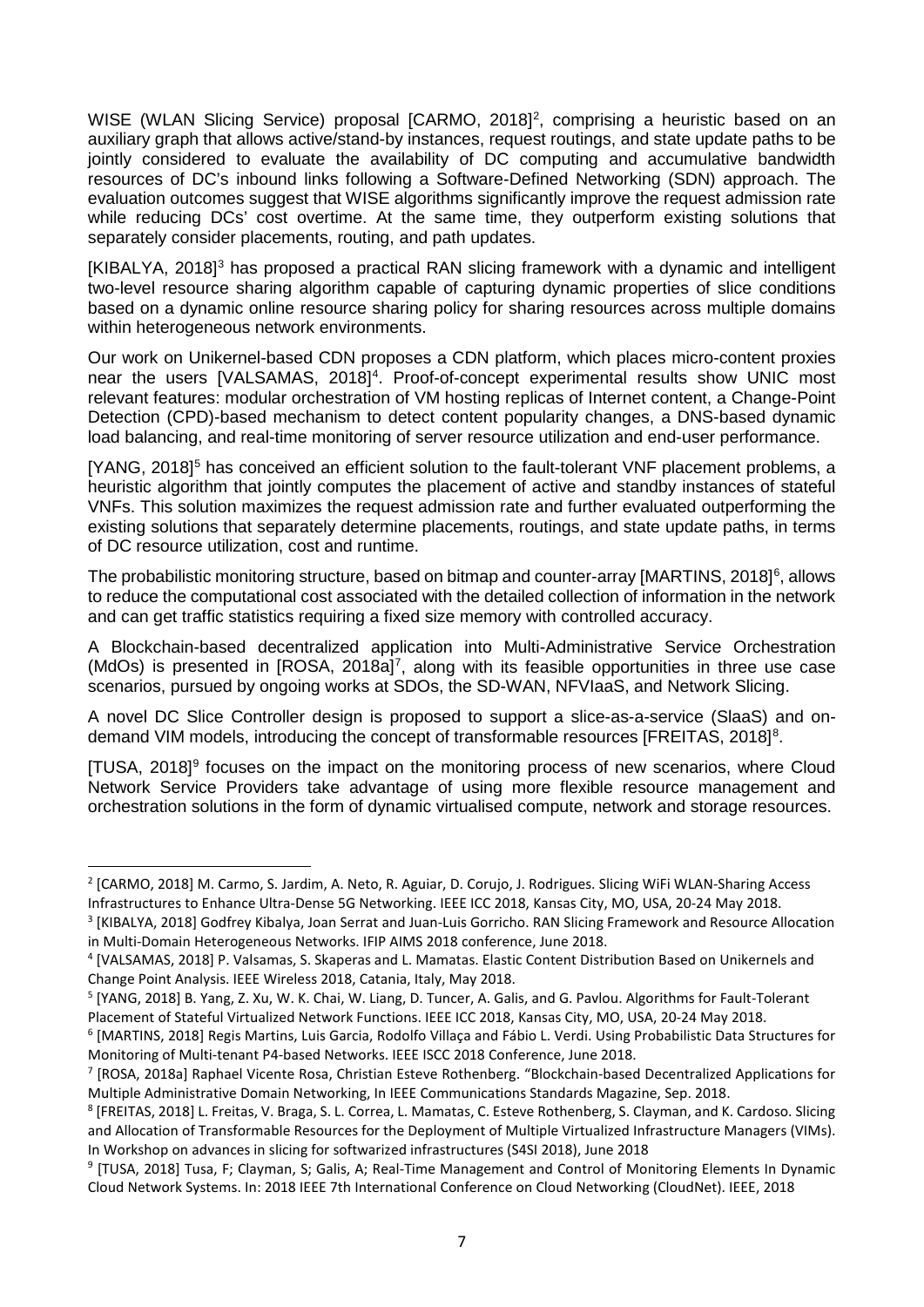WISE (WLAN Slicing Service) proposal [CARMO, 2018][2], comprising a heuristic based on an auxiliary graph that allows active/stand-by instances, request routings, and state update paths to be jointly considered to evaluate the availability of DC computing and accumulative bandwidth resources of DC's inbound links following a Software-Defined Networking (SDN) approach. The evaluation outcomes suggest that WISE algorithms significantly improve the request admission rate while reducing DCs' cost overtime. At the same time, they outperform existing solutions that separately consider placements, routing, and path updates.

[KIBALYA, 2018][3] has proposed a practical RAN slicing framework with a dynamic and intelligent two-level resource sharing algorithm capable of capturing dynamic properties of slice conditions based on a dynamic online resource sharing policy for sharing resources across multiple domains within heterogeneous network environments.

Our work on Unikernel-based CDN proposes a CDN platform, which places micro-content proxies near the users [VALSAMAS, 2018][4]. Proof-of-concept experimental results show UNIC most relevant features: modular orchestration of VM hosting replicas of Internet content, a Change-Point Detection (CPD)-based mechanism to detect content popularity changes, a DNS-based dynamic load balancing, and real-time monitoring of server resource utilization and end-user performance.

[YANG, 2018][5] has conceived an efficient solution to the fault-tolerant VNF placement problems, a heuristic algorithm that jointly computes the placement of active and standby instances of stateful VNFs. This solution maximizes the request admission rate and further evaluated outperforming the existing solutions that separately determine placements, routings, and state update paths, in terms of DC resource utilization, cost and runtime.

The probabilistic monitoring structure, based on bitmap and counter-array [MARTINS, 2018][6], allows to reduce the computational cost associated with the detailed collection of information in the network and can get traffic statistics requiring a fixed size memory with controlled accuracy.

A Blockchain-based decentralized application into Multi-Administrative Service Orchestration (MdOs) is presented in [ROSA, 2018a][7], along with its feasible opportunities in three use case scenarios, pursued by ongoing works at SDOs, the SD-WAN, NFVIaaS, and Network Slicing.

A novel DC Slice Controller design is proposed to support a slice-as-a-service (SlaaS) and on-demand VIM models, introducing the concept of transformable resources [FREITAS, 2018][8].

[TUSA, 2018][9] focuses on the impact on the monitoring process of new scenarios, where Cloud Network Service Providers take advantage of using more flexible resource management and orchestration solutions in the form of dynamic virtualised compute, network and storage resources.

---

[2] [CARMO, 2018] M. Carmo, S. Jardim, A. Neto, R. Aguiar, D. Corujo, J. Rodrigues. Slicing WiFi WLAN-Sharing Access Infrastructures to Enhance Ultra-Dense 5G Networking. IEEE ICC 2018, Kansas City, MO, USA, 20-24 May 2018.

[3] [KIBALYA, 2018] Godfrey Kibalya, Joan Serrat and Juan-Luis Gorricho. RAN Slicing Framework and Resource Allocation in Multi-Domain Heterogeneous Networks. IFIP AIMS 2018 conference, June 2018.

[4] [VALSAMAS, 2018] P. Valsamas, S. Skaperas and L. Mamatas. Elastic Content Distribution Based on Unikernels and Change Point Analysis. IEEE Wireless 2018, Catania, Italy, May 2018.

[5] [YANG, 2018] B. Yang, Z. Xu, W. K. Chai, W. Liang, D. Tuncer, A. Galis, and G. Pavlou. Algorithms for Fault-Tolerant Placement of Stateful Virtualized Network Functions. IEEE ICC 2018, Kansas City, MO, USA, 20-24 May 2018.

[6] [MARTINS, 2018] Regis Martins, Luis Garcia, Rodolfo Villaça and Fábio L. Verdi. Using Probabilistic Data Structures for Monitoring of Multi-tenant P4-based Networks. IEEE ISCC 2018 Conference, June 2018.

[7] [ROSA, 2018a] Raphael Vicente Rosa, Christian Esteve Rothenberg. "Blockchain-based Decentralized Applications for Multiple Administrative Domain Networking, In IEEE Communications Standards Magazine, Sep. 2018.

[8] [FREITAS, 2018] L. Freitas, V. Braga, S. L. Correa, L. Mamatas, C. Esteve Rothenberg, S. Clayman, and K. Cardoso. Slicing and Allocation of Transformable Resources for the Deployment of Multiple Virtualized Infrastructure Managers (VIMs). In Workshop on advances in slicing for softwarized infrastructures (S4SI 2018), June 2018

[9] [TUSA, 2018] Tusa, F; Clayman, S; Galis, A; Real-Time Management and Control of Monitoring Elements In Dynamic Cloud Network Systems. In: 2018 IEEE 7th International Conference on Cloud Networking (CloudNet). IEEE, 2018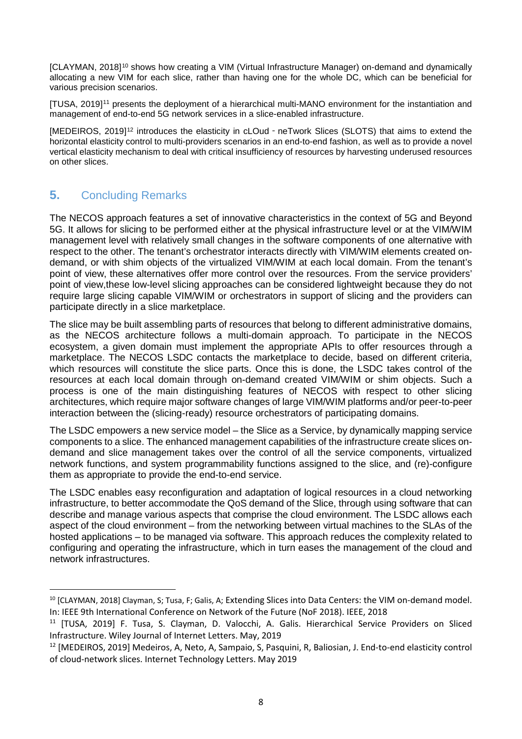[CLAYMAN, 2018][10] shows how creating a VIM (Virtual Infrastructure Manager) on-demand and dynamically allocating a new VIM for each slice, rather than having one for the whole DC, which can be beneficial for various precision scenarios.

[TUSA, 2019][11] presents the deployment of a hierarchical multi-MANO environment for the instantiation and management of end-to-end 5G network services in a slice-enabled infrastructure.

[MEDEIROS, 2019][12] introduces the elasticity in cLOud - neTwork Slices (SLOTS) that aims to extend the horizontal elasticity control to multi-providers scenarios in an end-to-end fashion, as well as to provide a novel vertical elasticity mechanism to deal with critical insufficiency of resources by harvesting underused resources on other slices.

## 5. Concluding Remarks

The NECOS approach features a set of innovative characteristics in the context of 5G and Beyond 5G. It allows for slicing to be performed either at the physical infrastructure level or at the VIM/WIM management level with relatively small changes in the software components of one alternative with respect to the other. The tenant's orchestrator interacts directly with VIM/WIM elements created on-demand, or with shim objects of the virtualized VIM/WIM at each local domain. From the tenant's point of view, these alternatives offer more control over the resources. From the service providers' point of view,these low-level slicing approaches can be considered lightweight because they do not require large slicing capable VIM/WIM or orchestrators in support of slicing and the providers can participate directly in a slice marketplace.

The slice may be built assembling parts of resources that belong to different administrative domains, as the NECOS architecture follows a multi-domain approach. To participate in the NECOS ecosystem, a given domain must implement the appropriate APIs to offer resources through a marketplace. The NECOS LSDC contacts the marketplace to decide, based on different criteria, which resources will constitute the slice parts. Once this is done, the LSDC takes control of the resources at each local domain through on-demand created VIM/WIM or shim objects. Such a process is one of the main distinguishing features of NECOS with respect to other slicing architectures, which require major software changes of large VIM/WIM platforms and/or peer-to-peer interaction between the (slicing-ready) resource orchestrators of participating domains.

The LSDC empowers a new service model – the Slice as a Service, by dynamically mapping service components to a slice. The enhanced management capabilities of the infrastructure create slices on-demand and slice management takes over the control of all the service components, virtualized network functions, and system programmability functions assigned to the slice, and (re)-configure them as appropriate to provide the end-to-end service.

The LSDC enables easy reconfiguration and adaptation of logical resources in a cloud networking infrastructure, to better accommodate the QoS demand of the Slice, through using software that can describe and manage various aspects that comprise the cloud environment. The LSDC allows each aspect of the cloud environment – from the networking between virtual machines to the SLAs of the hosted applications – to be managed via software. This approach reduces the complexity related to configuring and operating the infrastructure, which in turn eases the management of the cloud and network infrastructures.

---

[10] [CLAYMAN, 2018] Clayman, S; Tusa, F; Galis, A; Extending Slices into Data Centers: the VIM on-demand model. In: IEEE 9th International Conference on Network of the Future (NoF 2018). IEEE, 2018

[11] [TUSA, 2019] F. Tusa, S. Clayman, D. Valocchi, A. Galis. Hierarchical Service Providers on Sliced Infrastructure. Wiley Journal of Internet Letters. May, 2019

[12] [MEDEIROS, 2019] Medeiros, A, Neto, A, Sampaio, S, Pasquini, R, Baliosian, J. End-to-end elasticity control of cloud-network slices. Internet Technology Letters. May 2019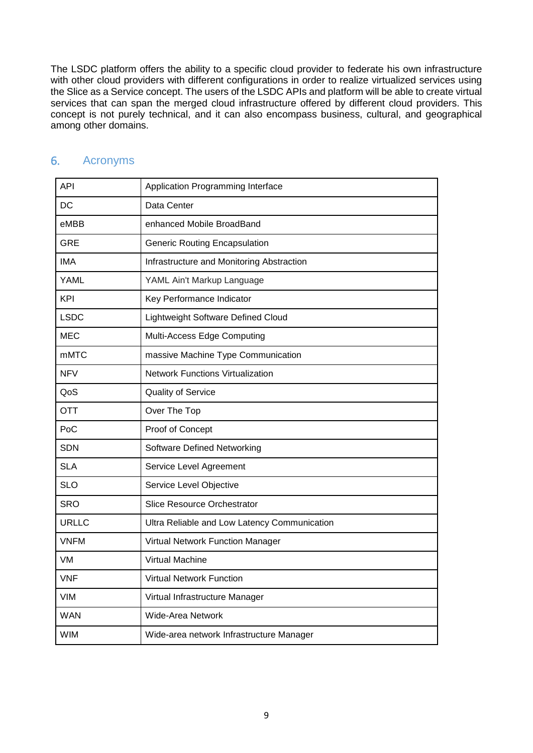The LSDC platform offers the ability to a specific cloud provider to federate his own infrastructure with other cloud providers with different configurations in order to realize virtualized services using the Slice as a Service concept. The users of the LSDC APIs and platform will be able to create virtual services that can span the merged cloud infrastructure offered by different cloud providers. This concept is not purely technical, and it can also encompass business, cultural, and geographical among other domains.

## 6. Acronyms

| | |
|---|---|
| API | Application Programming Interface |
| DC | Data Center |
| eMBB | enhanced Mobile BroadBand |
| GRE | Generic Routing Encapsulation |
| IMA | Infrastructure and Monitoring Abstraction |
| YAML | YAML Ain't Markup Language |
| KPI | Key Performance Indicator |
| LSDC | Lightweight Software Defined Cloud |
| MEC | Multi-Access Edge Computing |
| mMTC | massive Machine Type Communication |
| NFV | Network Functions Virtualization |
| QoS | Quality of Service |
| OTT | Over The Top |
| PoC | Proof of Concept |
| SDN | Software Defined Networking |
| SLA | Service Level Agreement |
| SLO | Service Level Objective |
| SRO | Slice Resource Orchestrator |
| URLLC | Ultra Reliable and Low Latency Communication |
| VNFM | Virtual Network Function Manager |
| VM | Virtual Machine |
| VNF | Virtual Network Function |
| VIM | Virtual Infrastructure Manager |
| WAN | Wide-Area Network |
| WIM | Wide-area network Infrastructure Manager |